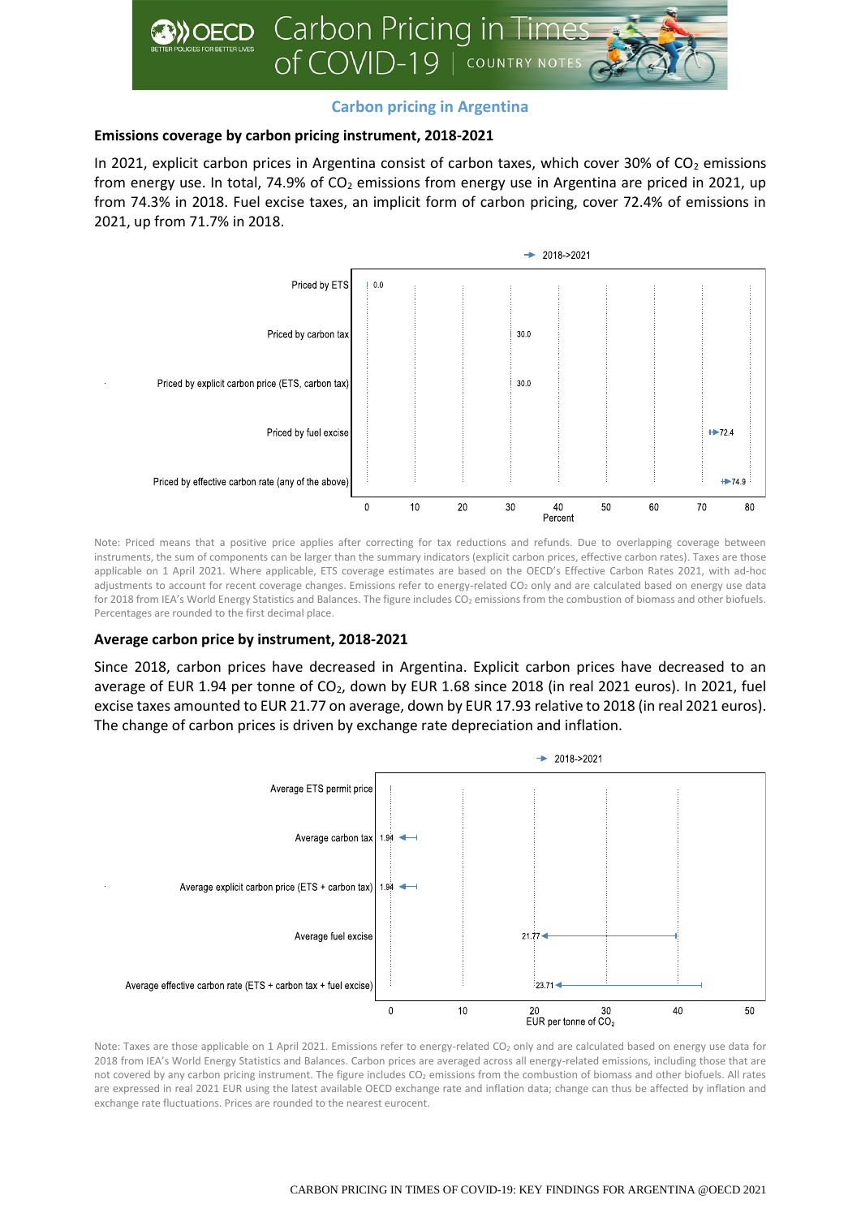## Carbon pricing in Argentina

### Emissions coverage by carbon pricing instrument, 2018-2021

In 2021, explicit carbon prices in Argentina consist of carbon taxes, which cover 30% of $CO_2$ emissions from energy use. In total, 74.9% of $CO_2$ emissions from energy use in Argentina are priced in 2021, up from 74.3% in 2018. Fuel excise taxes, an implicit form of carbon pricing, cover 72.4% of emissions in 2021, up from 71.7% in 2018.

Note: Priced means that a positive price applies after correcting for tax reductions and refunds. Due to overlapping coverage between instruments, the sum of components can be larger than the summary indicators (explicit carbon prices, effective carbon rates). Taxes are those applicable on 1 April 2021. Where applicable, ETS coverage estimates are based on the OECD's Effective Carbon Rates 2021, with ad-hoc adjustments to account for recent coverage changes. Emissions refer to energy-related $CO_2$ only and are calculated based on energy use data for 2018 from IEA's World Energy Statistics and Balances. The figure includes $CO_2$ emissions from the combustion of biomass and other biofuels. Percentages are rounded to the first decimal place.

### Average carbon price by instrument, 2018-2021

Since 2018, carbon prices have decreased in Argentina. Explicit carbon prices have decreased to an average of EUR 1.94 per tonne of $CO_2$, down by EUR 1.68 since 2018 (in real 2021 euros). In 2021, fuel excise taxes amounted to EUR 21.77 on average, down by EUR 17.93 relative to 2018 (in real 2021 euros). The change of carbon prices is driven by exchange rate depreciation and inflation.

Note: Taxes are those applicable on 1 April 2021. Emissions refer to energy-related $CO_2$ only and are calculated based on energy use data for 2018 from IEA's World Energy Statistics and Balances. Carbon prices are averaged across all energy-related emissions, including those that are not covered by any carbon pricing instrument. The figure includes $CO_2$ emissions from the combustion of biomass and other biofuels. All rates are expressed in real 2021 EUR using the latest available OECD exchange rate and inflation data; change can thus be affected by inflation and exchange rate fluctuations. Prices are rounded to the nearest eurocent.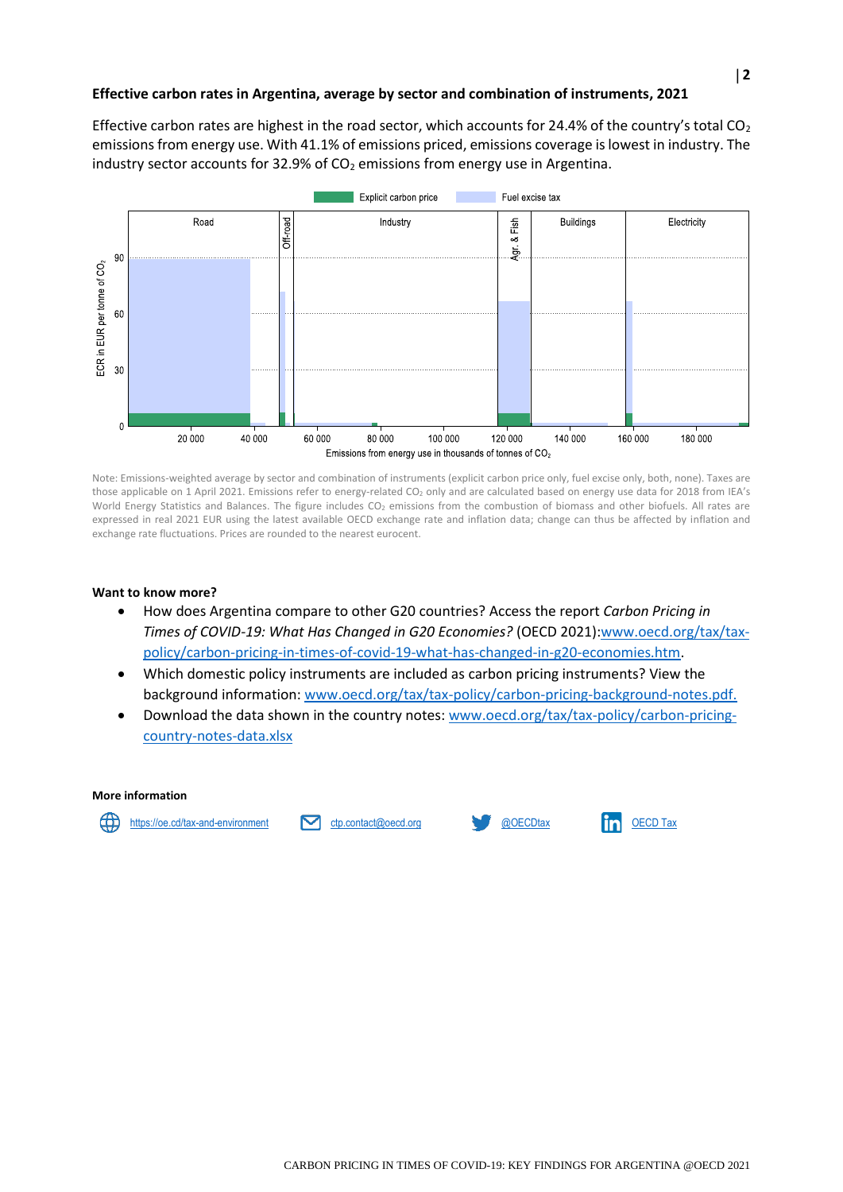**Effective carbon rates in Argentina, average by sector and combination of instruments, 2021**

Effective carbon rates are highest in the road sector, which accounts for 24.4% of the country's total $CO_2$ emissions from energy use. With 41.1% of emissions priced, emissions coverage is lowest in industry. The industry sector accounts for 32.9% of $CO_2$ emissions from energy use in Argentina.

Explicit carbon price
Fuel excise tax

Road
Off-road
Industry
Agr. & Fish
Buildings
Electricity

ECR in EUR per tonne of $CO_2$

0
30
60
90

20 000
40 000
60 000
80 000
100 000
120 000
140 000
160 000
180 000

Emissions from energy use in thousands of tonnes of $CO_2$

Note: Emissions-weighted average by sector and combination of instruments (explicit carbon price only, fuel excise only, both, none). Taxes are those applicable on 1 April 2021. Emissions refer to energy-related $CO_2$ only and are calculated based on energy use data for 2018 from IEA's World Energy Statistics and Balances. The figure includes $CO_2$ emissions from the combustion of biomass and other biofuels. All rates are expressed in real 2021 EUR using the latest available OECD exchange rate and inflation data; change can thus be affected by inflation and exchange rate fluctuations. Prices are rounded to the nearest eurocent.

**Want to know more?**

- How does Argentina compare to other G20 countries? Access the report *Carbon Pricing in Times of COVID-19: What Has Changed in G20 Economies?* (OECD 2021):www.oecd.org/tax/tax-policy/carbon-pricing-in-times-of-covid-19-what-has-changed-in-g20-economies.htm.
- Which domestic policy instruments are included as carbon pricing instruments? View the background information: www.oecd.org/tax/tax-policy/carbon-pricing-background-notes.pdf.
- Download the data shown in the country notes: www.oecd.org/tax/tax-policy/carbon-pricing-country-notes-data.xlsx

**More information**

https://oe.cd/tax-and-environment   ctp.contact@oecd.org   @OECDtax   OECD Tax